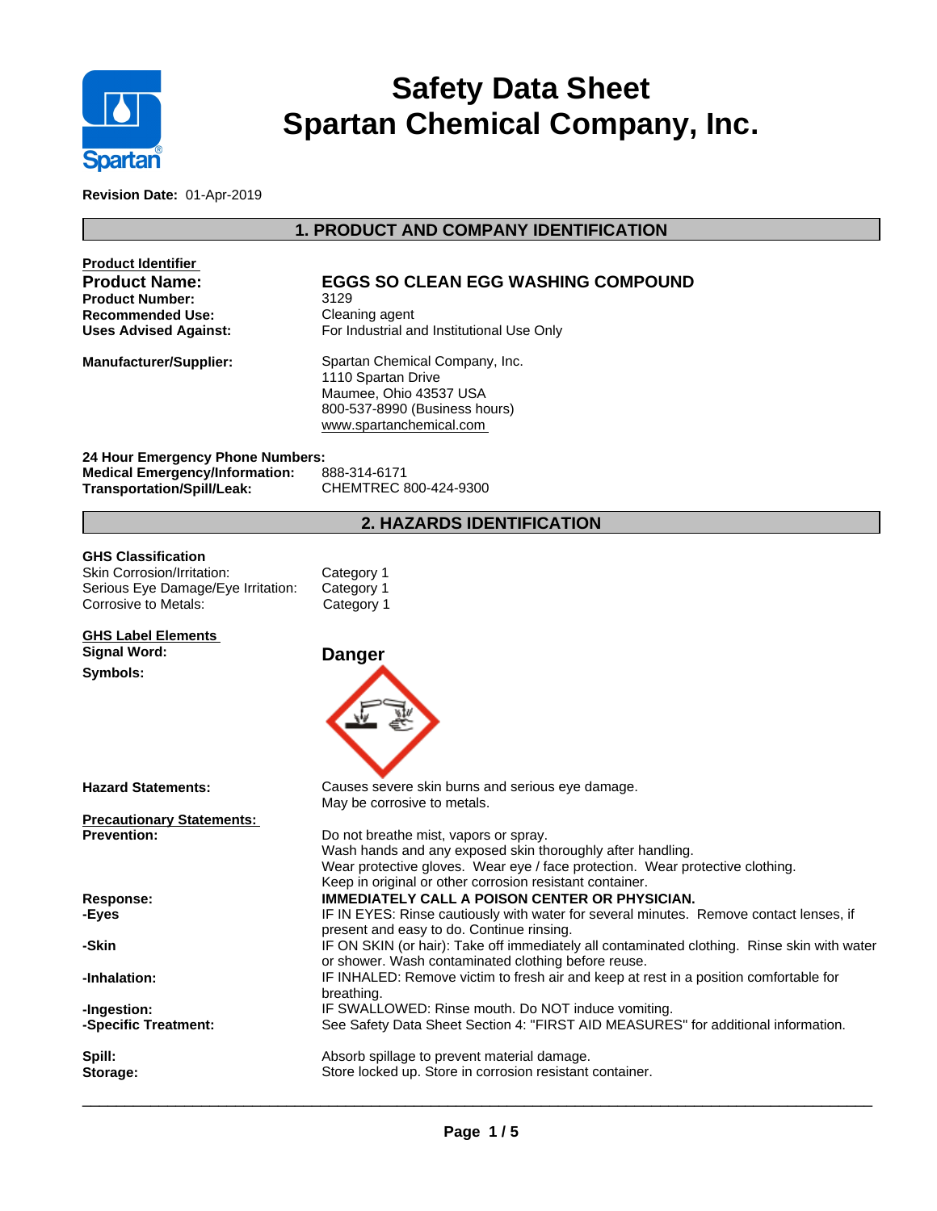# Safety Data Sheet
# Spartan Chemical Company, Inc.

**Revision Date:** 01-Apr-2019

## 1. PRODUCT AND COMPANY IDENTIFICATION

**Product Identifier**

| | |
|---|---|
| **Product Name:** | **EGGS SO CLEAN EGG WASHING COMPOUND** |
| **Product Number:** | 3129 |
| **Recommended Use:** | Cleaning agent |
| **Uses Advised Against:** | For Industrial and Institutional Use Only |
| **Manufacturer/Supplier:** | Spartan Chemical Company, Inc.<br>1110 Spartan Drive<br>Maumee, Ohio 43537 USA<br>800-537-8990 (Business hours)<br>www.spartanchemical.com |

**24 Hour Emergency Phone Numbers:**

| | |
|---|---|
| **Medical Emergency/Information:** | 888-314-6171 |
| **Transportation/Spill/Leak:** | CHEMTREC 800-424-9300 |

## 2. HAZARDS IDENTIFICATION

**GHS Classification**

| | |
|---|---|
| Skin Corrosion/Irritation: | Category 1 |
| Serious Eye Damage/Eye Irritation: | Category 1 |
| Corrosive to Metals: | Category 1 |

**GHS Label Elements**

**Signal Word:** **Danger**

**Symbols:**

**Hazard Statements:**
Causes severe skin burns and serious eye damage.
May be corrosive to metals.

**Precautionary Statements:**

**Prevention:**
Do not breathe mist, vapors or spray.
Wash hands and any exposed skin thoroughly after handling.
Wear protective gloves. Wear eye / face protection. Wear protective clothing.
Keep in original or other corrosion resistant container.

**Response:** **IMMEDIATELY CALL A POISON CENTER OR PHYSICIAN.**

**-Eyes:** IF IN EYES: Rinse cautiously with water for several minutes. Remove contact lenses, if present and easy to do. Continue rinsing.

**-Skin:** IF ON SKIN (or hair): Take off immediately all contaminated clothing. Rinse skin with water or shower. Wash contaminated clothing before reuse.

**-Inhalation:** IF INHALED: Remove victim to fresh air and keep at rest in a position comfortable for breathing.

**-Ingestion:** IF SWALLOWED: Rinse mouth. Do NOT induce vomiting.

**-Specific Treatment:** See Safety Data Sheet Section 4: "FIRST AID MEASURES" for additional information.

**Spill:** Absorb spillage to prevent material damage.

**Storage:** Store locked up. Store in corrosion resistant container.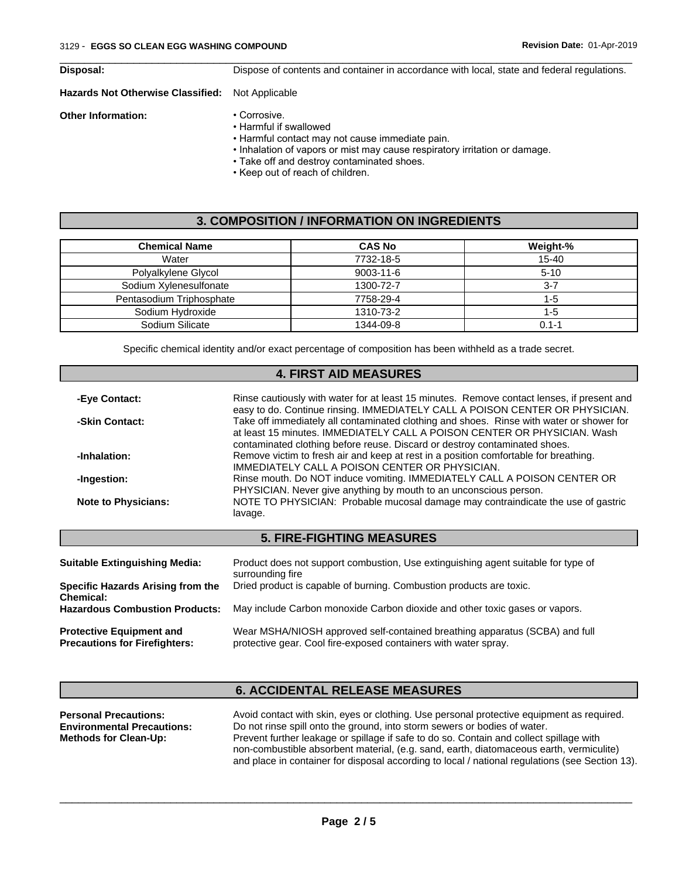**Disposal:** Dispose of contents and container in accordance with local, state and federal regulations.

**Hazards Not Otherwise Classified:** Not Applicable

**Other Information:**
- Corrosive.
- Harmful if swallowed
- Harmful contact may not cause immediate pain.
- Inhalation of vapors or mist may cause respiratory irritation or damage.
- Take off and destroy contaminated shoes.
- Keep out of reach of children.

## 3. COMPOSITION / INFORMATION ON INGREDIENTS

| Chemical Name | CAS No | Weight-% |
|---|---|---|
| Water | 7732-18-5 | 15-40 |
| Polyalkylene Glycol | 9003-11-6 | 5-10 |
| Sodium Xylenesulfonate | 1300-72-7 | 3-7 |
| Pentasodium Triphosphate | 7758-29-4 | 1-5 |
| Sodium Hydroxide | 1310-73-2 | 1-5 |
| Sodium Silicate | 1344-09-8 | 0.1-1 |

Specific chemical identity and/or exact percentage of composition has been withheld as a trade secret.

## 4. FIRST AID MEASURES

**-Eye Contact:** Rinse cautiously with water for at least 15 minutes. Remove contact lenses, if present and easy to do. Continue rinsing. IMMEDIATELY CALL A POISON CENTER OR PHYSICIAN.

**-Skin Contact:** Take off immediately all contaminated clothing and shoes. Rinse with water or shower for at least 15 minutes. IMMEDIATELY CALL A POISON CENTER OR PHYSICIAN. Wash contaminated clothing before reuse. Discard or destroy contaminated shoes.

**-Inhalation:** Remove victim to fresh air and keep at rest in a position comfortable for breathing. IMMEDIATELY CALL A POISON CENTER OR PHYSICIAN.

**-Ingestion:** Rinse mouth. Do NOT induce vomiting. IMMEDIATELY CALL A POISON CENTER OR PHYSICIAN. Never give anything by mouth to an unconscious person.

**Note to Physicians:** NOTE TO PHYSICIAN: Probable mucosal damage may contraindicate the use of gastric lavage.

## 5. FIRE-FIGHTING MEASURES

**Suitable Extinguishing Media:** Product does not support combustion, Use extinguishing agent suitable for type of surrounding fire

**Specific Hazards Arising from the Chemical:** Dried product is capable of burning. Combustion products are toxic.

**Hazardous Combustion Products:** May include Carbon monoxide Carbon dioxide and other toxic gases or vapors.

**Protective Equipment and Precautions for Firefighters:** Wear MSHA/NIOSH approved self-contained breathing apparatus (SCBA) and full protective gear. Cool fire-exposed containers with water spray.

## 6. ACCIDENTAL RELEASE MEASURES

**Personal Precautions:** Avoid contact with skin, eyes or clothing. Use personal protective equipment as required.

**Environmental Precautions:** Do not rinse spill onto the ground, into storm sewers or bodies of water.

**Methods for Clean-Up:** Prevent further leakage or spillage if safe to do so. Contain and collect spillage with non-combustible absorbent material, (e.g. sand, earth, diatomaceous earth, vermiculite) and place in container for disposal according to local / national regulations (see Section 13).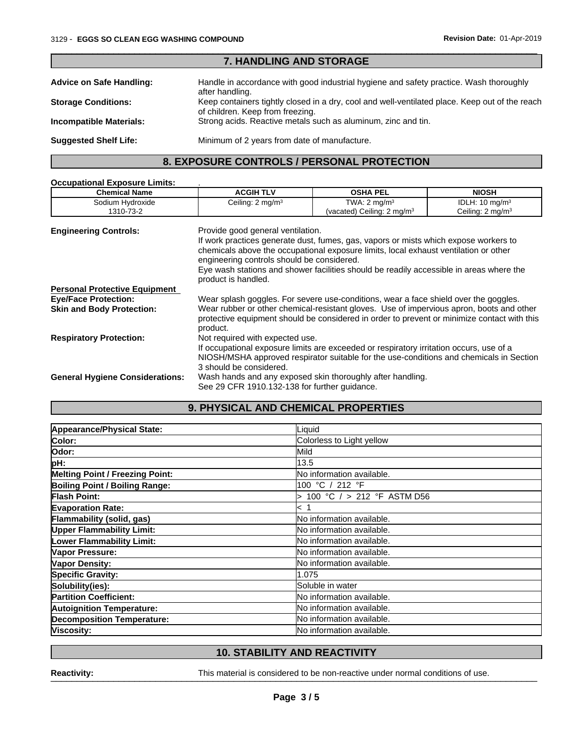## 7. HANDLING AND STORAGE

**Advice on Safe Handling:** Handle in accordance with good industrial hygiene and safety practice. Wash thoroughly after handling.

**Storage Conditions:** Keep containers tightly closed in a dry, cool and well-ventilated place. Keep out of the reach of children. Keep from freezing.

**Incompatible Materials:** Strong acids. Reactive metals such as aluminum, zinc and tin.

**Suggested Shelf Life:** Minimum of 2 years from date of manufacture.

## 8. EXPOSURE CONTROLS / PERSONAL PROTECTION

**Occupational Exposure Limits:** .

| Chemical Name | ACGIH TLV | OSHA PEL | NIOSH |
|---|---|---|---|
| Sodium Hydroxide 1310-73-2 | Ceiling: 2 mg/m³ | TWA: 2 mg/m³ (vacated) Ceiling: 2 mg/m³ | IDLH: 10 mg/m³ Ceiling: 2 mg/m³ |

**Engineering Controls:** Provide good general ventilation.
If work practices generate dust, fumes, gas, vapors or mists which expose workers to chemicals above the occupational exposure limits, local exhaust ventilation or other engineering controls should be considered.
Eye wash stations and shower facilities should be readily accessible in areas where the product is handled.

**Personal Protective Equipment**

**Eye/Face Protection:** Wear splash goggles. For severe use-conditions, wear a face shield over the goggles.

**Skin and Body Protection:** Wear rubber or other chemical-resistant gloves. Use of impervious apron, boots and other protective equipment should be considered in order to prevent or minimize contact with this product.

**Respiratory Protection:** Not required with expected use.
If occupational exposure limits are exceeded or respiratory irritation occurs, use of a NIOSH/MSHA approved respirator suitable for the use-conditions and chemicals in Section 3 should be considered.

**General Hygiene Considerations:** Wash hands and any exposed skin thoroughly after handling.
See 29 CFR 1910.132-138 for further guidance.

## 9. PHYSICAL AND CHEMICAL PROPERTIES

| Property | Value |
|---|---|
| **Appearance/Physical State:** | Liquid |
| **Color:** | Colorless to Light yellow |
| **Odor:** | Mild |
| **pH:** | 13.5 |
| **Melting Point / Freezing Point:** | No information available. |
| **Boiling Point / Boiling Range:** | 100 °C / 212 °F |
| **Flash Point:** | > 100 °C / > 212 °F ASTM D56 |
| **Evaporation Rate:** | < 1 |
| **Flammability (solid, gas)** | No information available. |
| **Upper Flammability Limit:** | No information available. |
| **Lower Flammability Limit:** | No information available. |
| **Vapor Pressure:** | No information available. |
| **Vapor Density:** | No information available. |
| **Specific Gravity:** | 1.075 |
| **Solubility(ies):** | Soluble in water |
| **Partition Coefficient:** | No information available. |
| **Autoignition Temperature:** | No information available. |
| **Decomposition Temperature:** | No information available. |
| **Viscosity:** | No information available. |

## 10. STABILITY AND REACTIVITY

**Reactivity:** This material is considered to be non-reactive under normal conditions of use.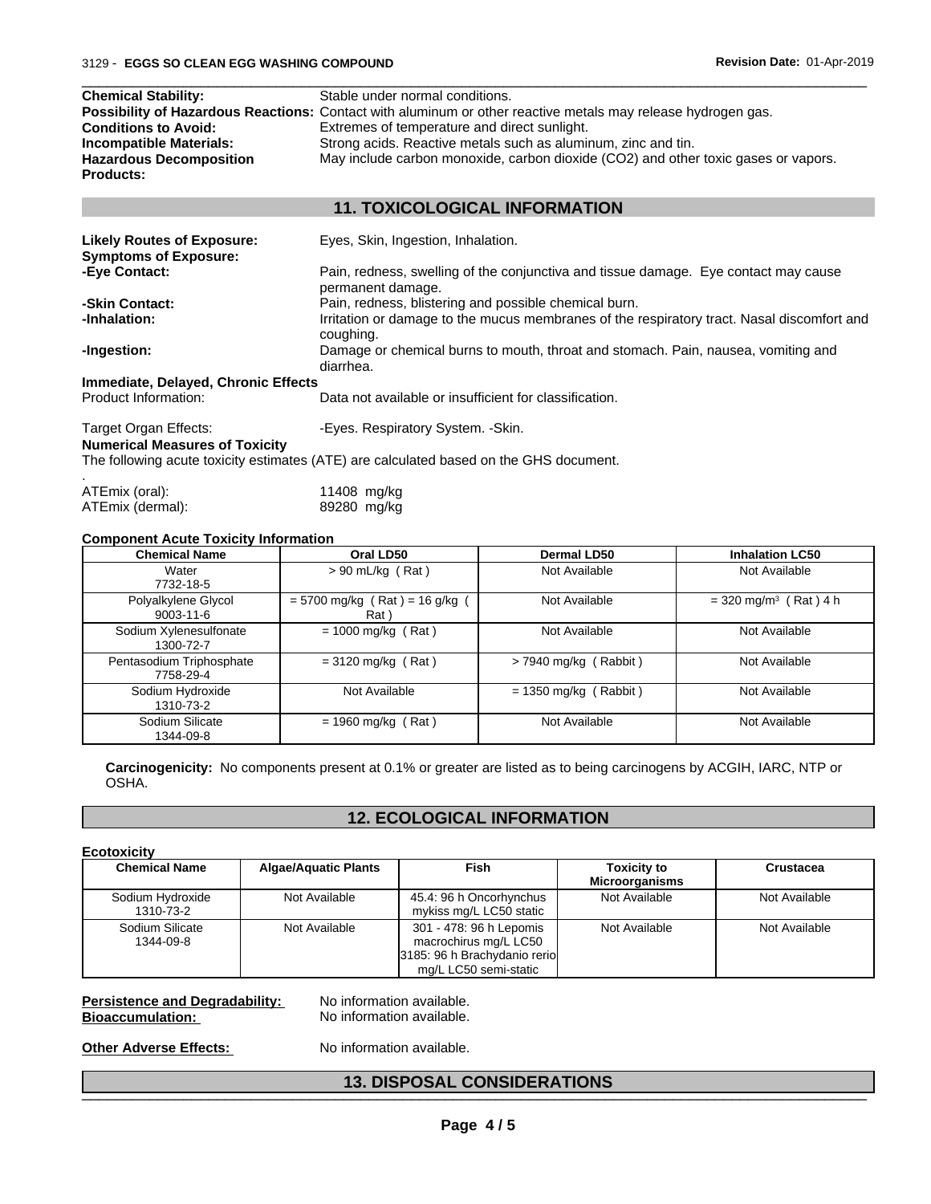**Chemical Stability:** Stable under normal conditions.
**Possibility of Hazardous Reactions:** Contact with aluminum or other reactive metals may release hydrogen gas.
**Conditions to Avoid:** Extremes of temperature and direct sunlight.
**Incompatible Materials:** Strong acids. Reactive metals such as aluminum, zinc and tin.
**Hazardous Decomposition Products:** May include carbon monoxide, carbon dioxide ($CO_2$) and other toxic gases or vapors.

## 11. TOXICOLOGICAL INFORMATION

**Likely Routes of Exposure:** Eyes, Skin, Ingestion, Inhalation.
**Symptoms of Exposure:**
**-Eye Contact:** Pain, redness, swelling of the conjunctiva and tissue damage. Eye contact may cause permanent damage.
**-Skin Contact:** Pain, redness, blistering and possible chemical burn.
**-Inhalation:** Irritation or damage to the mucus membranes of the respiratory tract. Nasal discomfort and coughing.
**-Ingestion:** Damage or chemical burns to mouth, throat and stomach. Pain, nausea, vomiting and diarrhea.

**Immediate, Delayed, Chronic Effects**
Product Information: Data not available or insufficient for classification.

Target Organ Effects: -Eyes. Respiratory System. -Skin.

**Numerical Measures of Toxicity**
The following acute toxicity estimates (ATE) are calculated based on the GHS document.

.
ATEmix (oral): 11408 mg/kg
ATEmix (dermal): 89280 mg/kg

**Component Acute Toxicity Information**

| Chemical Name | Oral LD50 | Dermal LD50 | Inhalation LC50 |
|---|---|---|---|
| Water 7732-18-5 | > 90 mL/kg ( Rat ) | Not Available | Not Available |
| Polyalkylene Glycol 9003-11-6 | = 5700 mg/kg ( Rat ) = 16 g/kg ( Rat ) | Not Available | = 320 mg/m³ ( Rat ) 4 h |
| Sodium Xylenesulfonate 1300-72-7 | = 1000 mg/kg ( Rat ) | Not Available | Not Available |
| Pentasodium Triphosphate 7758-29-4 | = 3120 mg/kg ( Rat ) | > 7940 mg/kg ( Rabbit ) | Not Available |
| Sodium Hydroxide 1310-73-2 | Not Available | = 1350 mg/kg ( Rabbit ) | Not Available |
| Sodium Silicate 1344-09-8 | = 1960 mg/kg ( Rat ) | Not Available | Not Available |

**Carcinogenicity:** No components present at 0.1% or greater are listed as to being carcinogens by ACGIH, IARC, NTP or OSHA.

## 12. ECOLOGICAL INFORMATION

**Ecotoxicity**

| Chemical Name | Algae/Aquatic Plants | Fish | Toxicity to Microorganisms | Crustacea |
|---|---|---|---|---|
| Sodium Hydroxide 1310-73-2 | Not Available | 45.4: 96 h Oncorhynchus mykiss mg/L LC50 static | Not Available | Not Available |
| Sodium Silicate 1344-09-8 | Not Available | 301 - 478: 96 h Lepomis macrochirus mg/L LC50 3185: 96 h Brachydanio rerio mg/L LC50 semi-static | Not Available | Not Available |

**Persistence and Degradability:** No information available.
**Bioaccumulation:** No information available.

**Other Adverse Effects:** No information available.

## 13. DISPOSAL CONSIDERATIONS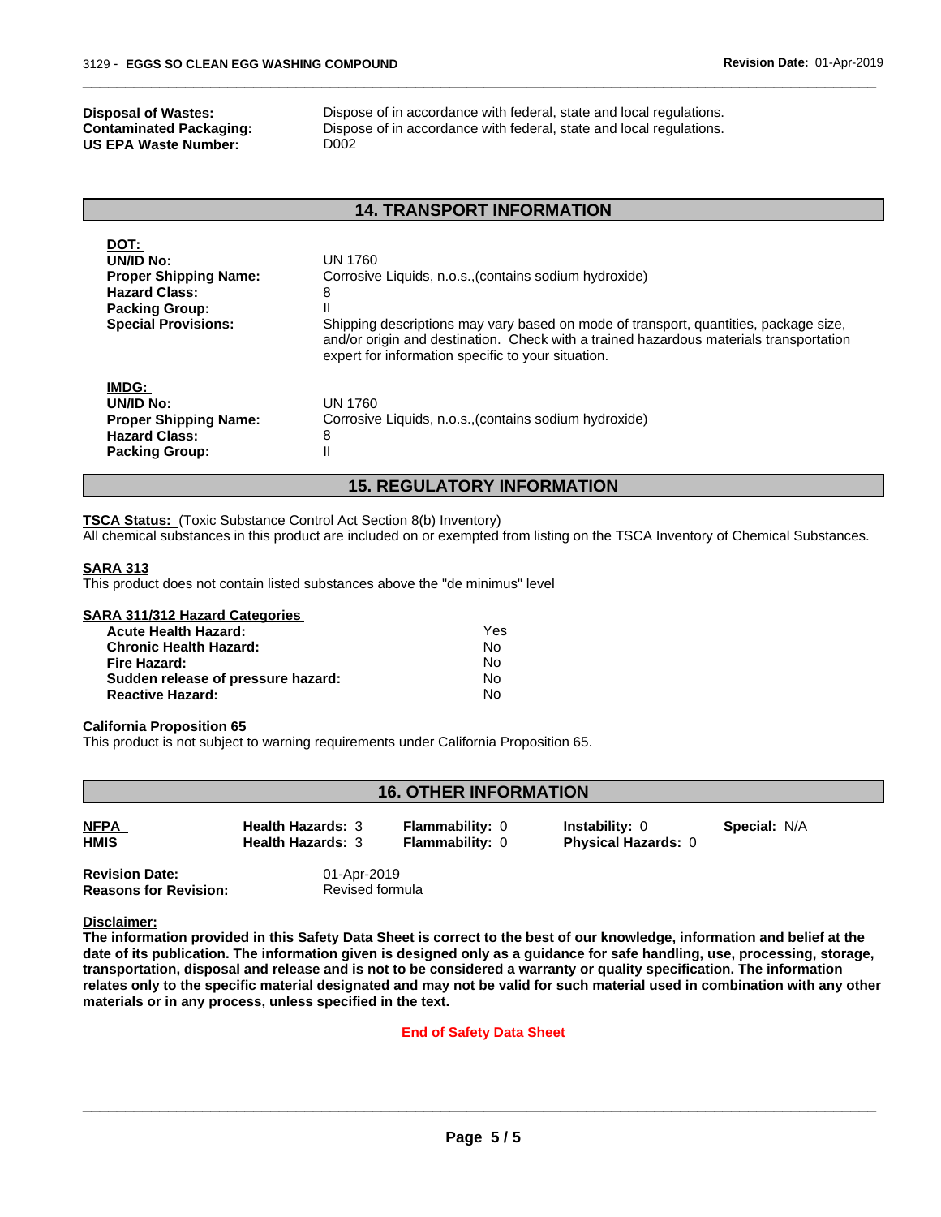**Disposal of Wastes:** Dispose of in accordance with federal, state and local regulations.
**Contaminated Packaging:** Dispose of in accordance with federal, state and local regulations.
**US EPA Waste Number:** D002

## 14. TRANSPORT INFORMATION

**DOT:**

| | |
|---|---|
| **UN/ID No:** | UN 1760 |
| **Proper Shipping Name:** | Corrosive Liquids, n.o.s.,(contains sodium hydroxide) |
| **Hazard Class:** | 8 |
| **Packing Group:** | II |
| **Special Provisions:** | Shipping descriptions may vary based on mode of transport, quantities, package size, and/or origin and destination. Check with a trained hazardous materials transportation expert for information specific to your situation. |

**IMDG:**

| | |
|---|---|
| **UN/ID No:** | UN 1760 |
| **Proper Shipping Name:** | Corrosive Liquids, n.o.s.,(contains sodium hydroxide) |
| **Hazard Class:** | 8 |
| **Packing Group:** | II |

## 15. REGULATORY INFORMATION

**TSCA Status:** (Toxic Substance Control Act Section 8(b) Inventory)
All chemical substances in this product are included on or exempted from listing on the TSCA Inventory of Chemical Substances.

**SARA 313**
This product does not contain listed substances above the "de minimus" level

**SARA 311/312 Hazard Categories**

| | |
|---|---|
| **Acute Health Hazard:** | Yes |
| **Chronic Health Hazard:** | No |
| **Fire Hazard:** | No |
| **Sudden release of pressure hazard:** | No |
| **Reactive Hazard:** | No |

**California Proposition 65**
This product is not subject to warning requirements under California Proposition 65.

## 16. OTHER INFORMATION

| | | | | |
|---|---|---|---|---|
| **NFPA** | **Health Hazards:** 3 | **Flammability:** 0 | **Instability:** 0 | **Special:** N/A |
| **HMIS** | **Health Hazards:** 3 | **Flammability:** 0 | **Physical Hazards:** 0 | |

**Revision Date:** 01-Apr-2019
**Reasons for Revision:** Revised formula

**Disclaimer:**
**The information provided in this Safety Data Sheet is correct to the best of our knowledge, information and belief at the date of its publication. The information given is designed only as a guidance for safe handling, use, processing, storage, transportation, disposal and release and is not to be considered a warranty or quality specification. The information relates only to the specific material designated and may not be valid for such material used in combination with any other materials or in any process, unless specified in the text.**

**End of Safety Data Sheet**